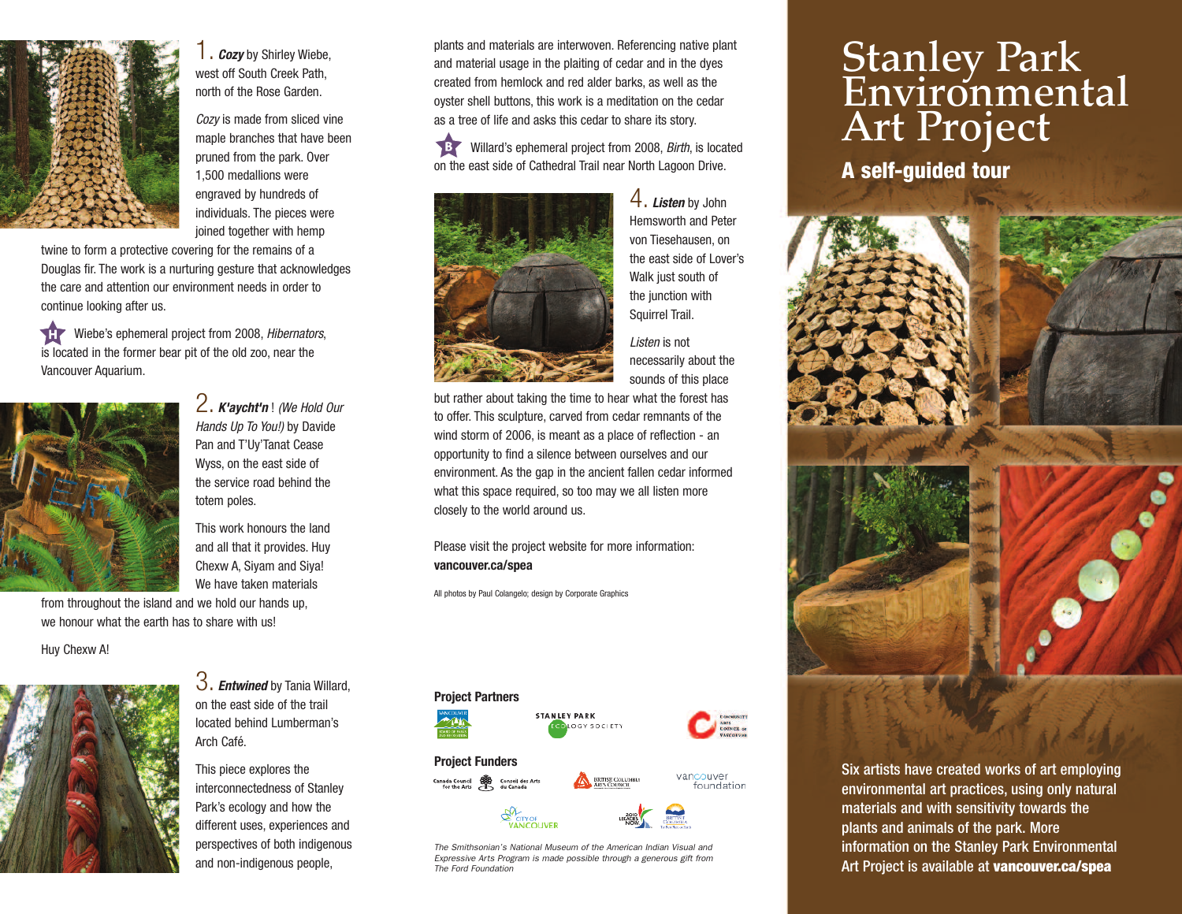1. ***Cozy*** by Shirley Wiebe, west off South Creek Path, north of the Rose Garden.

*Cozy* is made from sliced vine maple branches that have been pruned from the park. Over 1,500 medallions were engraved by hundreds of individuals. The pieces were joined together with hemp twine to form a protective covering for the remains of a Douglas fir. The work is a nurturing gesture that acknowledges the care and attention our environment needs in order to continue looking after us.

H Wiebe's ephemeral project from 2008, *Hibernators*, is located in the former bear pit of the old zoo, near the Vancouver Aquarium.

2. ***K'aycht'n*** ! *(We Hold Our Hands Up To You!)* by Davide Pan and T'Uy'Tanat Cease Wyss, on the east side of the service road behind the totem poles.

This work honours the land and all that it provides. Huy Chexw A, Siyam and Siya! We have taken materials from throughout the island and we hold our hands up, we honour what the earth has to share with us!

Huy Chexw A!

3. ***Entwined*** by Tania Willard, on the east side of the trail located behind Lumberman's Arch Café.

This piece explores the interconnectedness of Stanley Park's ecology and how the different uses, experiences and perspectives of both indigenous and non-indigenous people, plants and materials are interwoven. Referencing native plant and material usage in the plaiting of cedar and in the dyes created from hemlock and red alder barks, as well as the oyster shell buttons, this work is a meditation on the cedar as a tree of life and asks this cedar to share its story.

B Willard's ephemeral project from 2008, *Birth*, is located on the east side of Cathedral Trail near North Lagoon Drive.

4. ***Listen*** by John Hemsworth and Peter von Tiesehausen, on the east side of Lover's Walk just south of the junction with Squirrel Trail.

*Listen* is not necessarily about the sounds of this place but rather about taking the time to hear what the forest has to offer. This sculpture, carved from cedar remnants of the wind storm of 2006, is meant as a place of reflection - an opportunity to find a silence between ourselves and our environment. As the gap in the ancient fallen cedar informed what this space required, so too may we all listen more closely to the world around us.

Please visit the project website for more information:
**vancouver.ca/spea**

All photos by Paul Colangelo; design by Corporate Graphics

**Project Partners**

Vancouver Board of Parks and Recreation · Stanley Park Ecology Society · Community Arts Council of Vancouver

**Project Funders**

Canada Council for the Arts / Conseil des Arts du Canada · British Columbia Arts Council · Vancouver Foundation · City of Vancouver · 2010 Legacies Now · British Columbia

*The Smithsonian's National Museum of the American Indian Visual and Expressive Arts Program is made possible through a generous gift from The Ford Foundation*

# Stanley Park Environmental Art Project

## A self-guided tour

Six artists have created works of art employing environmental art practices, using only natural materials and with sensitivity towards the plants and animals of the park. More information on the Stanley Park Environmental Art Project is available at **vancouver.ca/spea**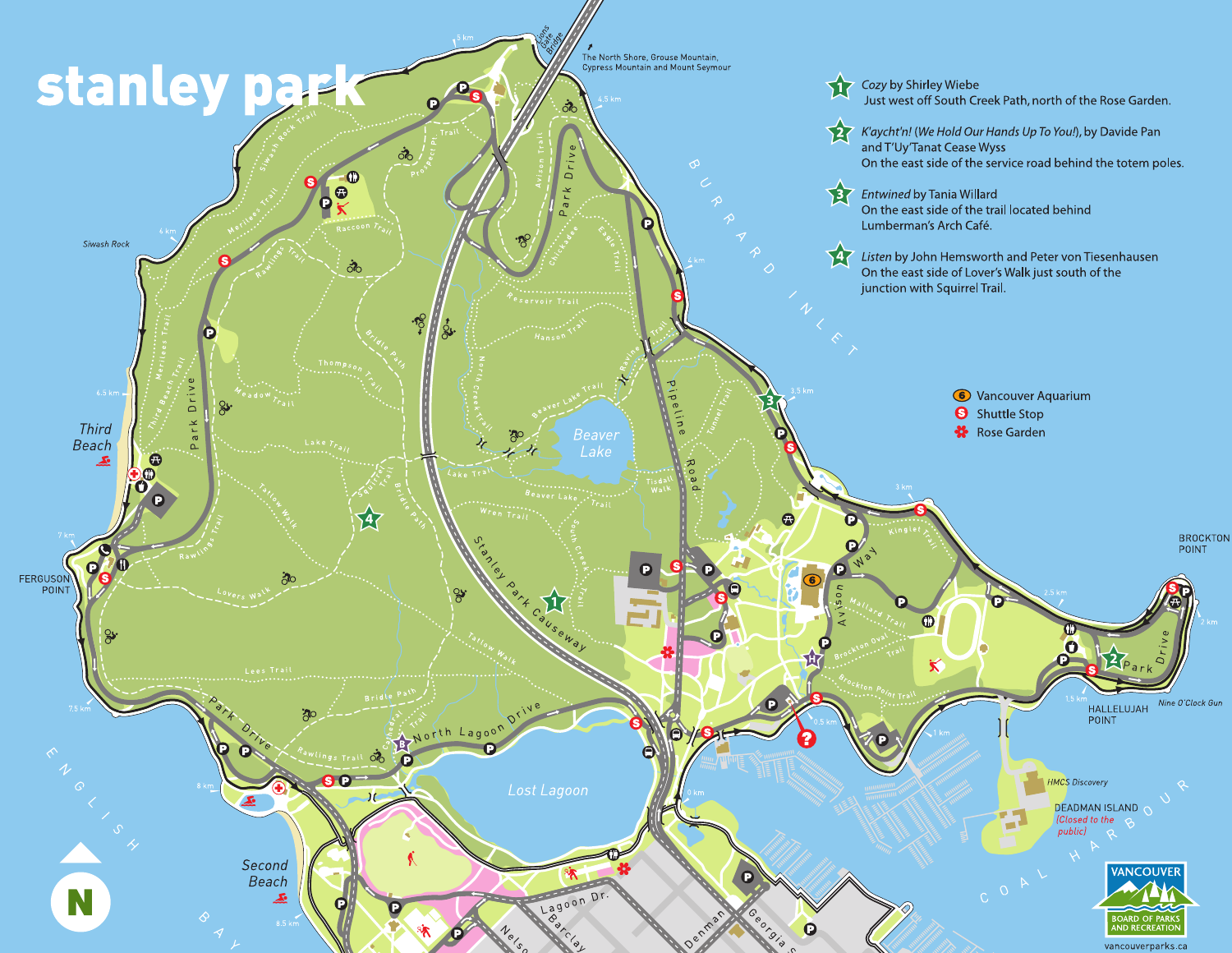# stanley park

1. *Cozy* by Shirley Wiebe
   Just west off South Creek Path, north of the Rose Garden.

2. *K'aycht'n! (We Hold Our Hands Up To You!)*, by Davide Pan and T'Uy'Tanat Cease Wyss
   On the east side of the service road behind the totem poles.

3. *Entwined* by Tania Willard
   On the east side of the trail located behind Lumberman's Arch Café.

4. *Listen* by John Hemsworth and Peter von Tiesenhausen
   On the east side of Lover's Walk just south of the junction with Squirrel Trail.

- 6 Vancouver Aquarium
- S Shuttle Stop
- Rose Garden

Lions Gate Bridge

The North Shore, Grouse Mountain, Cypress Mountain and Mount Seymour

BURRARD INLET

ENGLISH BAY

COAL HARBOUR

Siwash Rock

Third Beach

FERGUSON POINT

Second Beach

Beaver Lake

Lost Lagoon

BROCKTON POINT

HALLELUJAH POINT

Nine O'Clock Gun

HMCS Discovery

DEADMAN ISLAND
(Closed to the public)

Park Drive

Stanley Park Causeway

Pipeline Road

North Lagoon Drive

Avison Way

Siwash Rock Trail, Merilees Trail, Prospect Pt, Trail, Raccoon Trail, Rawlings Trail, Third Beach Trail, Thompson Trail, Meadow Trail, Bridle Path, Lake Trail, Squirrel Trail, Tatlow Walk, Lovers Walk, Lees Trail, Reservoir Trail, Hanson Trail, North Creek Trail, Beaver Lake Trail, Chickadee Trail, Eagle Trail, Avison Trail, Tunnel Trail, Tisdall Walk, Wren Trail, South Creek Trail, Kinglet Trail, Mallard Trail, Brockton Oval Trail, Brockton Point Trail, Ravine Trail

5 km, 4.5 km, 4 km, 3.5 km, 3 km, 2.5 km, 2 km, 1.5 km, 1 km, 0.5 km, 0 km, 6 km, 6.5 km, 7 km, 7.5 km, 8 km, 8.5 km

Lagoon Dr., Barclay, Nelson, Denman, Georgia St.

VANCOUVER BOARD OF PARKS AND RECREATION

vancouverparks.ca